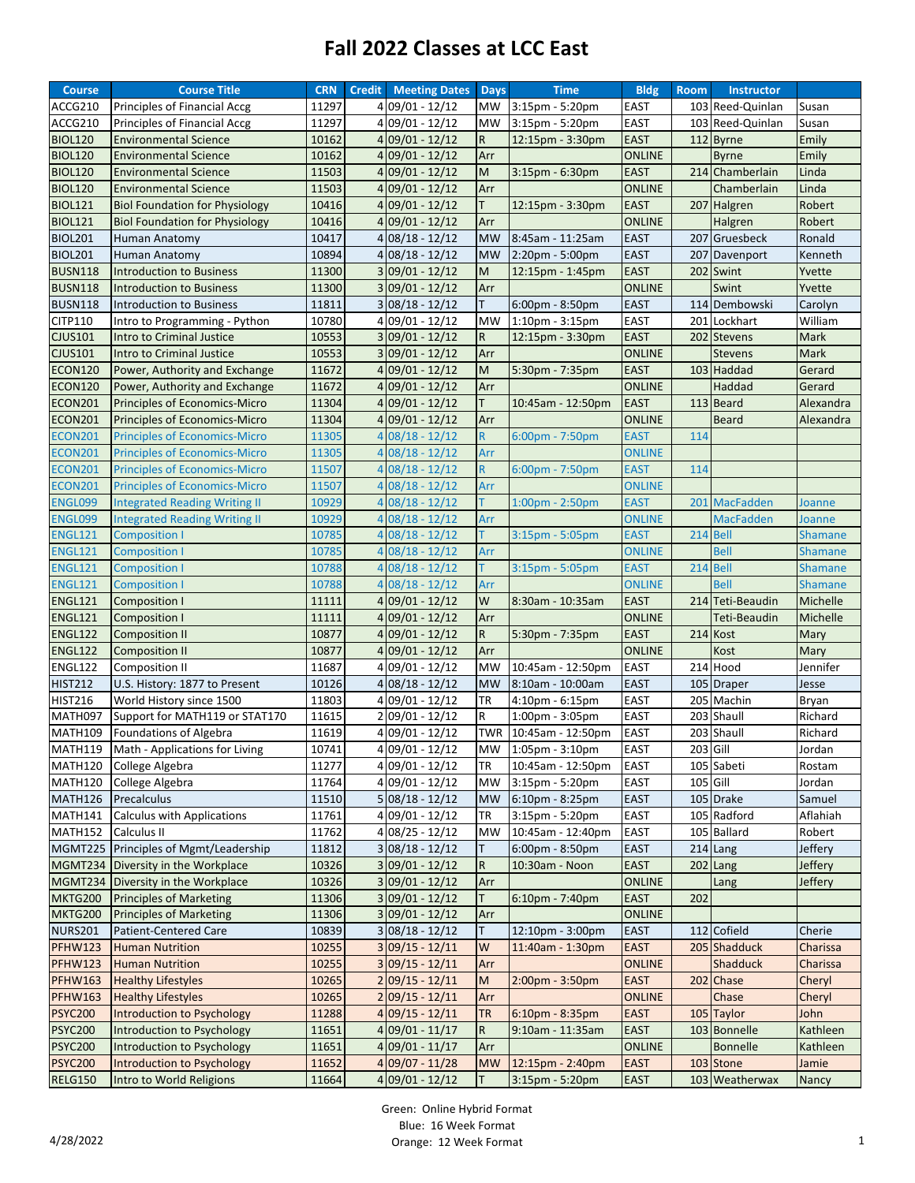# Fall 2022 Classes at LCC East

| Course | Course Title | CRN | Credit | Meeting Dates | Days | Time | Bldg | Room | Instructor | |
|---|---|---|---|---|---|---|---|---|---|---|
| ACCG210 | Principles of Financial Accg | 11297 | 4 | 09/01 - 12/12 | MW | 3:15pm - 5:20pm | EAST | 103 | Reed-Quinlan | Susan |
| ACCG210 | Principles of Financial Accg | 11297 | 4 | 09/01 - 12/12 | MW | 3:15pm - 5:20pm | EAST | 103 | Reed-Quinlan | Susan |
| BIOL120 | Environmental Science | 10162 | 4 | 09/01 - 12/12 | R | 12:15pm - 3:30pm | EAST | 112 | Byrne | Emily |
| BIOL120 | Environmental Science | 10162 | 4 | 09/01 - 12/12 | Arr | | ONLINE | | Byrne | Emily |
| BIOL120 | Environmental Science | 11503 | 4 | 09/01 - 12/12 | M | 3:15pm - 6:30pm | EAST | 214 | Chamberlain | Linda |
| BIOL120 | Environmental Science | 11503 | 4 | 09/01 - 12/12 | Arr | | ONLINE | | Chamberlain | Linda |
| BIOL121 | Biol Foundation for Physiology | 10416 | 4 | 09/01 - 12/12 | T | 12:15pm - 3:30pm | EAST | 207 | Halgren | Robert |
| BIOL121 | Biol Foundation for Physiology | 10416 | 4 | 09/01 - 12/12 | Arr | | ONLINE | | Halgren | Robert |
| BIOL201 | Human Anatomy | 10417 | 4 | 08/18 - 12/12 | MW | 8:45am - 11:25am | EAST | 207 | Gruesbeck | Ronald |
| BIOL201 | Human Anatomy | 10894 | 4 | 08/18 - 12/12 | MW | 2:20pm - 5:00pm | EAST | 207 | Davenport | Kenneth |
| BUSN118 | Introduction to Business | 11300 | 3 | 09/01 - 12/12 | M | 12:15pm - 1:45pm | EAST | 202 | Swint | Yvette |
| BUSN118 | Introduction to Business | 11300 | 3 | 09/01 - 12/12 | Arr | | ONLINE | | Swint | Yvette |
| BUSN118 | Introduction to Business | 11811 | 3 | 08/18 - 12/12 | T | 6:00pm - 8:50pm | EAST | 114 | Dembowski | Carolyn |
| CITP110 | Intro to Programming - Python | 10780 | 4 | 09/01 - 12/12 | MW | 1:10pm - 3:15pm | EAST | 201 | Lockhart | William |
| CJUS101 | Intro to Criminal Justice | 10553 | 3 | 09/01 - 12/12 | R | 12:15pm - 3:30pm | EAST | 202 | Stevens | Mark |
| CJUS101 | Intro to Criminal Justice | 10553 | 3 | 09/01 - 12/12 | Arr | | ONLINE | | Stevens | Mark |
| ECON120 | Power, Authority and Exchange | 11672 | 4 | 09/01 - 12/12 | M | 5:30pm - 7:35pm | EAST | 103 | Haddad | Gerard |
| ECON120 | Power, Authority and Exchange | 11672 | 4 | 09/01 - 12/12 | Arr | | ONLINE | | Haddad | Gerard |
| ECON201 | Principles of Economics-Micro | 11304 | 4 | 09/01 - 12/12 | T | 10:45am - 12:50pm | EAST | 113 | Beard | Alexandra |
| ECON201 | Principles of Economics-Micro | 11304 | 4 | 09/01 - 12/12 | Arr | | ONLINE | | Beard | Alexandra |
| ECON201 | Principles of Economics-Micro | 11305 | 4 | 08/18 - 12/12 | R | 6:00pm - 7:50pm | EAST | 114 | | |
| ECON201 | Principles of Economics-Micro | 11305 | 4 | 08/18 - 12/12 | Arr | | ONLINE | | | |
| ECON201 | Principles of Economics-Micro | 11507 | 4 | 08/18 - 12/12 | R | 6:00pm - 7:50pm | EAST | 114 | | |
| ECON201 | Principles of Economics-Micro | 11507 | 4 | 08/18 - 12/12 | Arr | | ONLINE | | | |
| ENGL099 | Integrated Reading Writing II | 10929 | 4 | 08/18 - 12/12 | T | 1:00pm - 2:50pm | EAST | 201 | MacFadden | Joanne |
| ENGL099 | Integrated Reading Writing II | 10929 | 4 | 08/18 - 12/12 | Arr | | ONLINE | | MacFadden | Joanne |
| ENGL121 | Composition I | 10785 | 4 | 08/18 - 12/12 | T | 3:15pm - 5:05pm | EAST | 214 | Bell | Shamane |
| ENGL121 | Composition I | 10785 | 4 | 08/18 - 12/12 | Arr | | ONLINE | | Bell | Shamane |
| ENGL121 | Composition I | 10788 | 4 | 08/18 - 12/12 | T | 3:15pm - 5:05pm | EAST | 214 | Bell | Shamane |
| ENGL121 | Composition I | 10788 | 4 | 08/18 - 12/12 | Arr | | ONLINE | | Bell | Shamane |
| ENGL121 | Composition I | 11111 | 4 | 09/01 - 12/12 | W | 8:30am - 10:35am | EAST | 214 | Teti-Beaudin | Michelle |
| ENGL121 | Composition I | 11111 | 4 | 09/01 - 12/12 | Arr | | ONLINE | | Teti-Beaudin | Michelle |
| ENGL122 | Composition II | 10877 | 4 | 09/01 - 12/12 | R | 5:30pm - 7:35pm | EAST | 214 | Kost | Mary |
| ENGL122 | Composition II | 10877 | 4 | 09/01 - 12/12 | Arr | | ONLINE | | Kost | Mary |
| ENGL122 | Composition II | 11687 | 4 | 09/01 - 12/12 | MW | 10:45am - 12:50pm | EAST | 214 | Hood | Jennifer |
| HIST212 | U.S. History: 1877 to Present | 10126 | 4 | 08/18 - 12/12 | MW | 8:10am - 10:00am | EAST | 105 | Draper | Jesse |
| HIST216 | World History since 1500 | 11803 | 4 | 09/01 - 12/12 | TR | 4:10pm - 6:15pm | EAST | 205 | Machin | Bryan |
| MATH097 | Support for MATH119 or STAT170 | 11615 | 2 | 09/01 - 12/12 | R | 1:00pm - 3:05pm | EAST | 203 | Shaull | Richard |
| MATH109 | Foundations of Algebra | 11619 | 4 | 09/01 - 12/12 | TWR | 10:45am - 12:50pm | EAST | 203 | Shaull | Richard |
| MATH119 | Math - Applications for Living | 10741 | 4 | 09/01 - 12/12 | MW | 1:05pm - 3:10pm | EAST | 203 | Gill | Jordan |
| MATH120 | College Algebra | 11277 | 4 | 09/01 - 12/12 | TR | 10:45am - 12:50pm | EAST | 105 | Sabeti | Rostam |
| MATH120 | College Algebra | 11764 | 4 | 09/01 - 12/12 | MW | 3:15pm - 5:20pm | EAST | 105 | Gill | Jordan |
| MATH126 | Precalculus | 11510 | 5 | 08/18 - 12/12 | MW | 6:10pm - 8:25pm | EAST | 105 | Drake | Samuel |
| MATH141 | Calculus with Applications | 11761 | 4 | 09/01 - 12/12 | TR | 3:15pm - 5:20pm | EAST | 105 | Radford | Aflahiah |
| MATH152 | Calculus II | 11762 | 4 | 08/25 - 12/12 | MW | 10:45am - 12:40pm | EAST | 105 | Ballard | Robert |
| MGMT225 | Principles of Mgmt/Leadership | 11812 | 3 | 08/18 - 12/12 | T | 6:00pm - 8:50pm | EAST | 214 | Lang | Jeffery |
| MGMT234 | Diversity in the Workplace | 10326 | 3 | 09/01 - 12/12 | R | 10:30am - Noon | EAST | 202 | Lang | Jeffery |
| MGMT234 | Diversity in the Workplace | 10326 | 3 | 09/01 - 12/12 | Arr | | ONLINE | | Lang | Jeffery |
| MKTG200 | Principles of Marketing | 11306 | 3 | 09/01 - 12/12 | T | 6:10pm - 7:40pm | EAST | 202 | | |
| MKTG200 | Principles of Marketing | 11306 | 3 | 09/01 - 12/12 | Arr | | ONLINE | | | |
| NURS201 | Patient-Centered Care | 10839 | 3 | 08/18 - 12/12 | T | 12:10pm - 3:00pm | EAST | 112 | Cofield | Cherie |
| PFHW123 | Human Nutrition | 10255 | 3 | 09/15 - 12/11 | W | 11:40am - 1:30pm | EAST | 205 | Shadduck | Charissa |
| PFHW123 | Human Nutrition | 10255 | 3 | 09/15 - 12/11 | Arr | | ONLINE | | Shadduck | Charissa |
| PFHW163 | Healthy Lifestyles | 10265 | 2 | 09/15 - 12/11 | M | 2:00pm - 3:50pm | EAST | 202 | Chase | Cheryl |
| PFHW163 | Healthy Lifestyles | 10265 | 2 | 09/15 - 12/11 | Arr | | ONLINE | | Chase | Cheryl |
| PSYC200 | Introduction to Psychology | 11288 | 4 | 09/15 - 12/11 | TR | 6:10pm - 8:35pm | EAST | 105 | Taylor | John |
| PSYC200 | Introduction to Psychology | 11651 | 4 | 09/01 - 11/17 | R | 9:10am - 11:35am | EAST | 103 | Bonnelle | Kathleen |
| PSYC200 | Introduction to Psychology | 11651 | 4 | 09/01 - 11/17 | Arr | | ONLINE | | Bonnelle | Kathleen |
| PSYC200 | Introduction to Psychology | 11652 | 4 | 09/07 - 11/28 | MW | 12:15pm - 2:40pm | EAST | 103 | Stone | Jamie |
| RELG150 | Intro to World Religions | 11664 | 4 | 09/01 - 12/12 | T | 3:15pm - 5:20pm | EAST | 103 | Weatherwax | Nancy |

Green: Online Hybrid Format
Blue: 16 Week Format
Orange: 12 Week Format

4/28/2022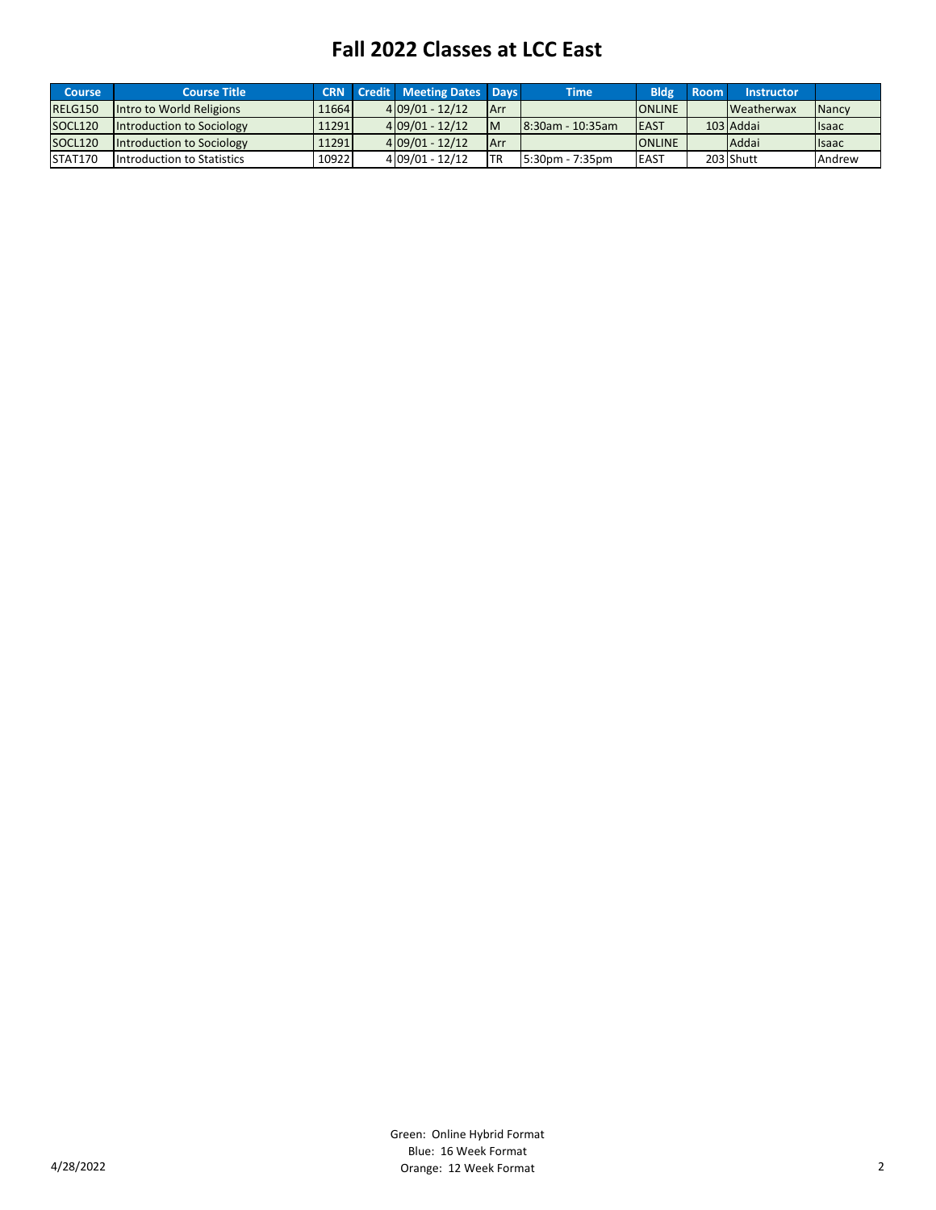# Fall 2022 Classes at LCC East

| Course | Course Title | CRN | Credit | Meeting Dates | Days | Time | Bldg | Room | Instructor | |
|---|---|---|---|---|---|---|---|---|---|---|
| RELG150 | Intro to World Religions | 11664 | 4 | 09/01 - 12/12 | Arr | | ONLINE | | Weatherwax | Nancy |
| SOCL120 | Introduction to Sociology | 11291 | 4 | 09/01 - 12/12 | M | 8:30am - 10:35am | EAST | 103 | Addai | Isaac |
| SOCL120 | Introduction to Sociology | 11291 | 4 | 09/01 - 12/12 | Arr | | ONLINE | | Addai | Isaac |
| STAT170 | Introduction to Statistics | 10922 | 4 | 09/01 - 12/12 | TR | 5:30pm - 7:35pm | EAST | 203 | Shutt | Andrew |

Green: Online Hybrid Format
Blue: 16 Week Format
Orange: 12 Week Format

4/28/2022